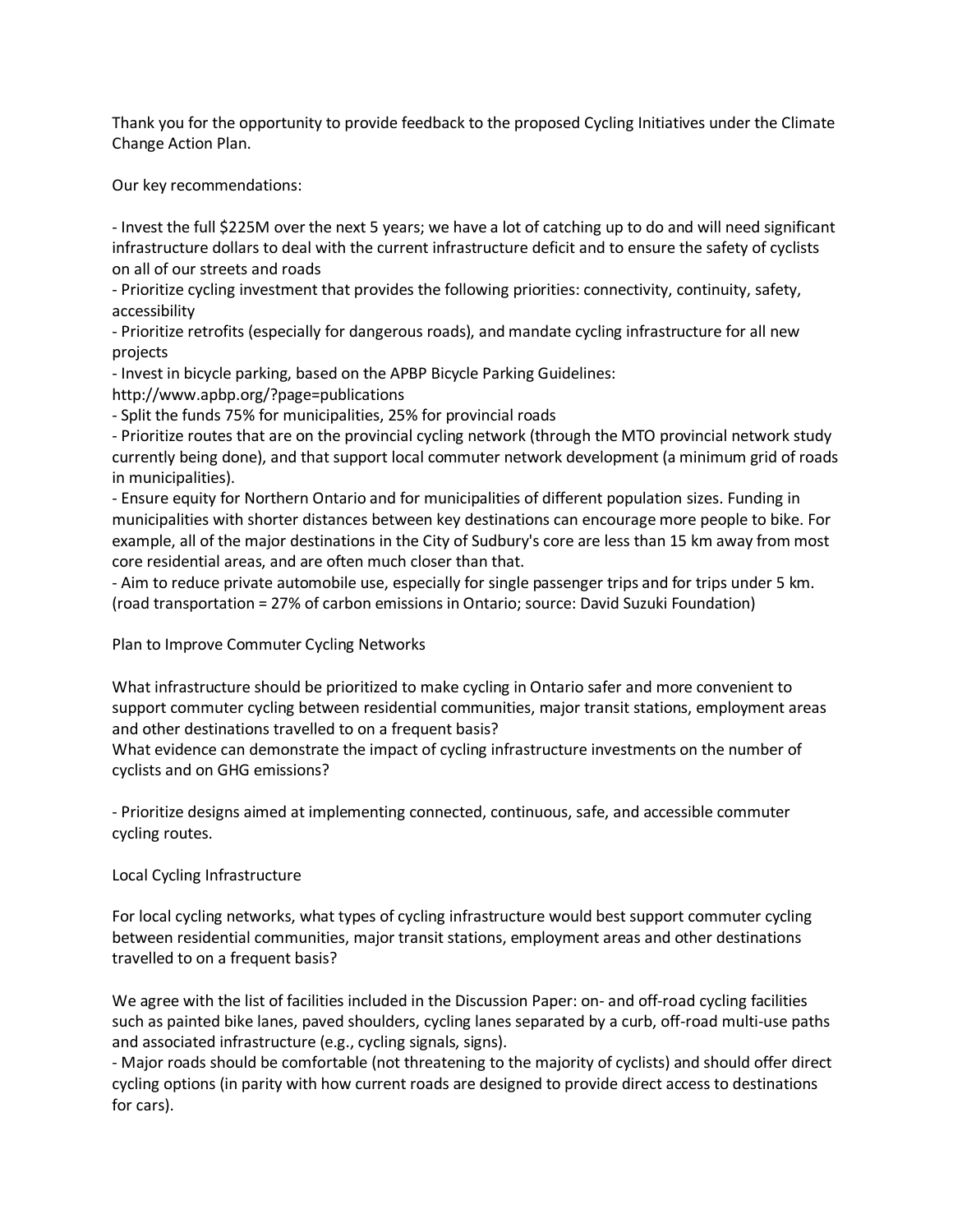Thank you for the opportunity to provide feedback to the proposed Cycling Initiatives under the Climate Change Action Plan.

Our key recommendations:

- Invest the full $225M over the next 5 years; we have a lot of catching up to do and will need significant infrastructure dollars to deal with the current infrastructure deficit and to ensure the safety of cyclists on all of our streets and roads
- Prioritize cycling investment that provides the following priorities: connectivity, continuity, safety, accessibility
- Prioritize retrofits (especially for dangerous roads), and mandate cycling infrastructure for all new projects
- Invest in bicycle parking, based on the APBP Bicycle Parking Guidelines: http://www.apbp.org/?page=publications
- Split the funds 75% for municipalities, 25% for provincial roads
- Prioritize routes that are on the provincial cycling network (through the MTO provincial network study currently being done), and that support local commuter network development (a minimum grid of roads in municipalities).
- Ensure equity for Northern Ontario and for municipalities of different population sizes. Funding in municipalities with shorter distances between key destinations can encourage more people to bike. For example, all of the major destinations in the City of Sudbury's core are less than 15 km away from most core residential areas, and are often much closer than that.
- Aim to reduce private automobile use, especially for single passenger trips and for trips under 5 km. (road transportation = 27% of carbon emissions in Ontario; source: David Suzuki Foundation)

Plan to Improve Commuter Cycling Networks

What infrastructure should be prioritized to make cycling in Ontario safer and more convenient to support commuter cycling between residential communities, major transit stations, employment areas and other destinations travelled to on a frequent basis?
What evidence can demonstrate the impact of cycling infrastructure investments on the number of cyclists and on GHG emissions?

- Prioritize designs aimed at implementing connected, continuous, safe, and accessible commuter cycling routes.

Local Cycling Infrastructure

For local cycling networks, what types of cycling infrastructure would best support commuter cycling between residential communities, major transit stations, employment areas and other destinations travelled to on a frequent basis?

We agree with the list of facilities included in the Discussion Paper: on- and off-road cycling facilities such as painted bike lanes, paved shoulders, cycling lanes separated by a curb, off-road multi-use paths and associated infrastructure (e.g., cycling signals, signs).

- Major roads should be comfortable (not threatening to the majority of cyclists) and should offer direct cycling options (in parity with how current roads are designed to provide direct access to destinations for cars).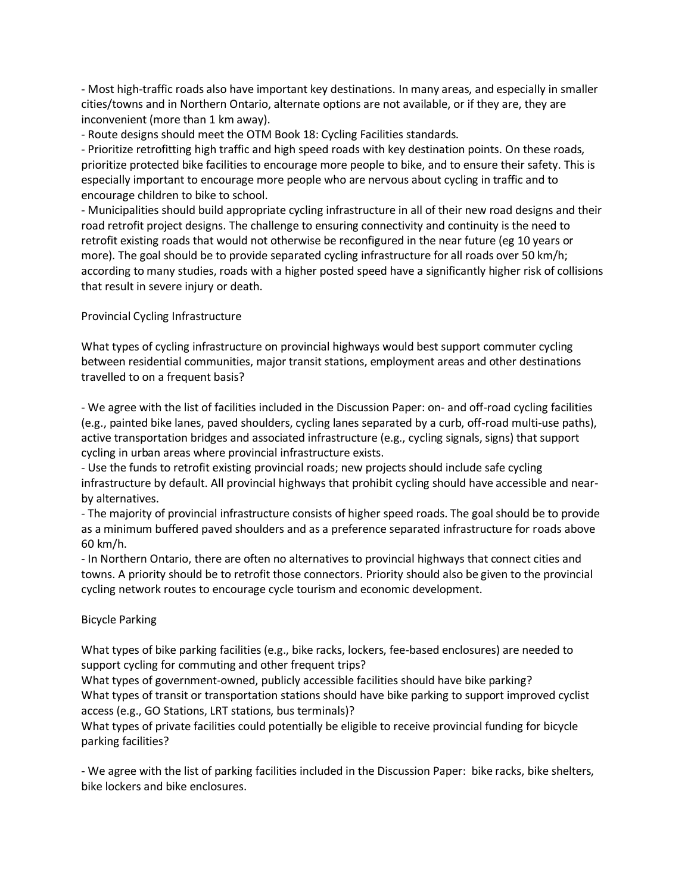- Most high-traffic roads also have important key destinations. In many areas, and especially in smaller cities/towns and in Northern Ontario, alternate options are not available, or if they are, they are inconvenient (more than 1 km away).
- Route designs should meet the OTM Book 18: Cycling Facilities standards.
- Prioritize retrofitting high traffic and high speed roads with key destination points. On these roads, prioritize protected bike facilities to encourage more people to bike, and to ensure their safety. This is especially important to encourage more people who are nervous about cycling in traffic and to encourage children to bike to school.
- Municipalities should build appropriate cycling infrastructure in all of their new road designs and their road retrofit project designs. The challenge to ensuring connectivity and continuity is the need to retrofit existing roads that would not otherwise be reconfigured in the near future (eg 10 years or more). The goal should be to provide separated cycling infrastructure for all roads over 50 km/h; according to many studies, roads with a higher posted speed have a significantly higher risk of collisions that result in severe injury or death.

## Provincial Cycling Infrastructure

What types of cycling infrastructure on provincial highways would best support commuter cycling between residential communities, major transit stations, employment areas and other destinations travelled to on a frequent basis?

- We agree with the list of facilities included in the Discussion Paper: on- and off-road cycling facilities (e.g., painted bike lanes, paved shoulders, cycling lanes separated by a curb, off-road multi-use paths), active transportation bridges and associated infrastructure (e.g., cycling signals, signs) that support cycling in urban areas where provincial infrastructure exists.
- Use the funds to retrofit existing provincial roads; new projects should include safe cycling infrastructure by default. All provincial highways that prohibit cycling should have accessible and near-by alternatives.
- The majority of provincial infrastructure consists of higher speed roads. The goal should be to provide as a minimum buffered paved shoulders and as a preference separated infrastructure for roads above 60 km/h.
- In Northern Ontario, there are often no alternatives to provincial highways that connect cities and towns. A priority should be to retrofit those connectors. Priority should also be given to the provincial cycling network routes to encourage cycle tourism and economic development.

## Bicycle Parking

What types of bike parking facilities (e.g., bike racks, lockers, fee-based enclosures) are needed to support cycling for commuting and other frequent trips?
What types of government-owned, publicly accessible facilities should have bike parking?
What types of transit or transportation stations should have bike parking to support improved cyclist access (e.g., GO Stations, LRT stations, bus terminals)?
What types of private facilities could potentially be eligible to receive provincial funding for bicycle parking facilities?

- We agree with the list of parking facilities included in the Discussion Paper: bike racks, bike shelters, bike lockers and bike enclosures.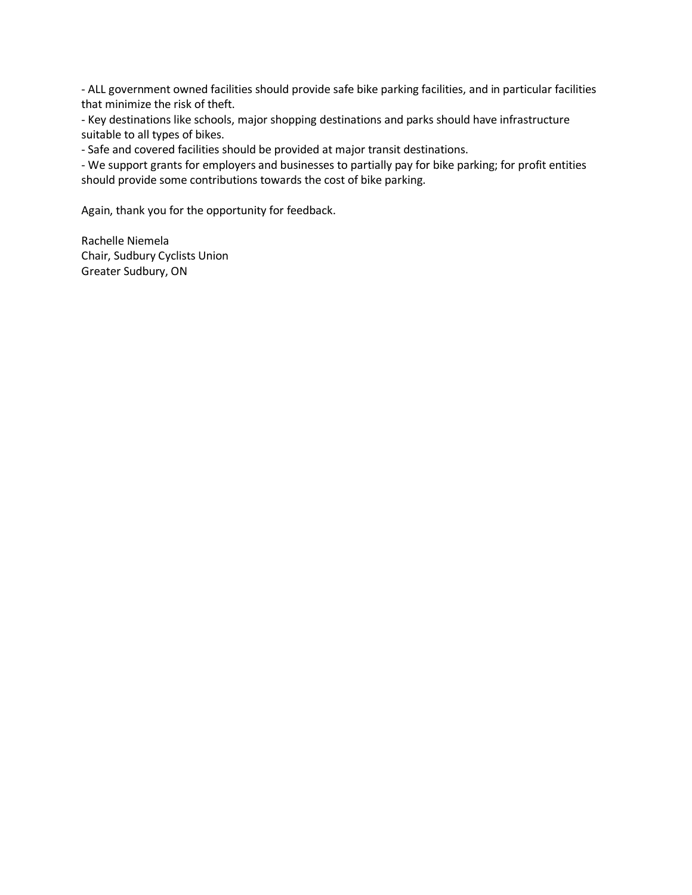- ALL government owned facilities should provide safe bike parking facilities, and in particular facilities that minimize the risk of theft.
- Key destinations like schools, major shopping destinations and parks should have infrastructure suitable to all types of bikes.
- Safe and covered facilities should be provided at major transit destinations.
- We support grants for employers and businesses to partially pay for bike parking; for profit entities should provide some contributions towards the cost of bike parking.

Again, thank you for the opportunity for feedback.

Rachelle Niemela  
Chair, Sudbury Cyclists Union  
Greater Sudbury, ON